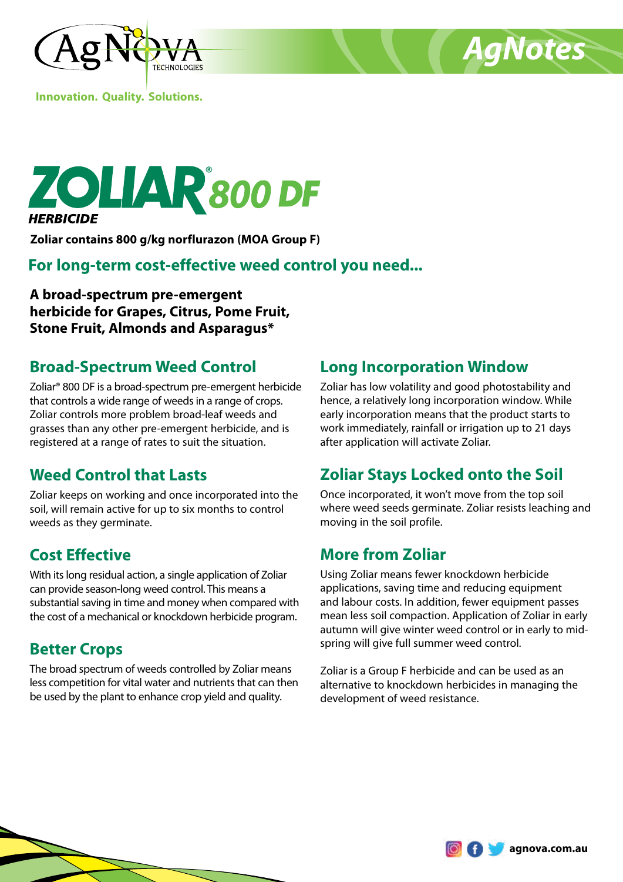AgNova TECHNOLOGIES

Innovation. Quality. Solutions.

AgNotes

# ZOLIAR® 800 DF HERBICIDE

**Zoliar contains 800 g/kg norflurazon (MOA Group F)**

## For long-term cost-effective weed control you need...

**A broad-spectrum pre-emergent herbicide for Grapes, Citrus, Pome Fruit, Stone Fruit, Almonds and Asparagus***

### Broad-Spectrum Weed Control

Zoliar® 800 DF is a broad-spectrum pre-emergent herbicide that controls a wide range of weeds in a range of crops. Zoliar controls more problem broad-leaf weeds and grasses than any other pre-emergent herbicide, and is registered at a range of rates to suit the situation.

### Weed Control that Lasts

Zoliar keeps on working and once incorporated into the soil, will remain active for up to six months to control weeds as they germinate.

### Cost Effective

With its long residual action, a single application of Zoliar can provide season-long weed control. This means a substantial saving in time and money when compared with the cost of a mechanical or knockdown herbicide program.

### Better Crops

The broad spectrum of weeds controlled by Zoliar means less competition for vital water and nutrients that can then be used by the plant to enhance crop yield and quality.

### Long Incorporation Window

Zoliar has low volatility and good photostability and hence, a relatively long incorporation window. While early incorporation means that the product starts to work immediately, rainfall or irrigation up to 21 days after application will activate Zoliar.

### Zoliar Stays Locked onto the Soil

Once incorporated, it won't move from the top soil where weed seeds germinate. Zoliar resists leaching and moving in the soil profile.

### More from Zoliar

Using Zoliar means fewer knockdown herbicide applications, saving time and reducing equipment and labour costs. In addition, fewer equipment passes mean less soil compaction. Application of Zoliar in early autumn will give winter weed control or in early to mid-spring will give full summer weed control.

Zoliar is a Group F herbicide and can be used as an alternative to knockdown herbicides in managing the development of weed resistance.

agnova.com.au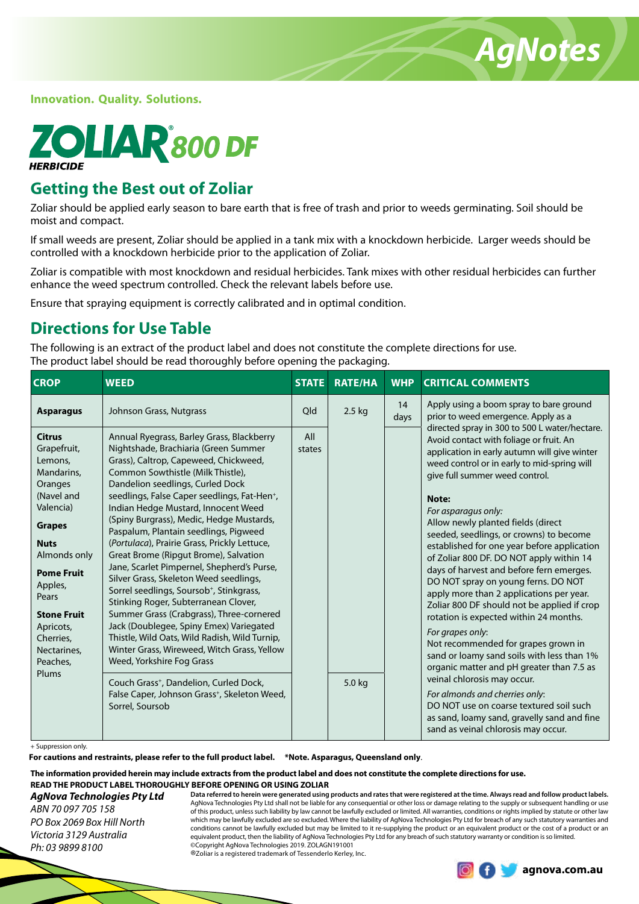AgNotes

**Innovation. Quality. Solutions.**

# ZOLIAR® 800 DF HERBICIDE

## Getting the Best out of Zoliar

Zoliar should be applied early season to bare earth that is free of trash and prior to weeds germinating. Soil should be moist and compact.

If small weeds are present, Zoliar should be applied in a tank mix with a knockdown herbicide. Larger weeds should be controlled with a knockdown herbicide prior to the application of Zoliar.

Zoliar is compatible with most knockdown and residual herbicides. Tank mixes with other residual herbicides can further enhance the weed spectrum controlled. Check the relevant labels before use.

Ensure that spraying equipment is correctly calibrated and in optimal condition.

## Directions for Use Table

The following is an extract of the product label and does not constitute the complete directions for use.
The product label should be read thoroughly before opening the packaging.

| CROP | WEED | STATE | RATE/HA | WHP | CRITICAL COMMENTS |
|---|---|---|---|---|---|
| **Asparagus** | Johnson Grass, Nutgrass | Qld | 2.5 kg | 14 days | Apply using a boom spray to bare ground prior to weed emergence. Apply as a directed spray in 300 to 500 L water/hectare. Avoid contact with foliage or fruit. An application in early autumn will give winter weed control or in early to mid-spring will give full summer weed control.<br><br>**Note:**<br>*For asparagus only:*<br>Allow newly planted fields (direct seeded, seedlings, or crowns) to become established for one year before application of Zoliar 800 DF. DO NOT apply within 14 days of harvest and before fern emerges. DO NOT spray on young ferns. DO NOT apply more than 2 applications per year. Zoliar 800 DF should not be applied if crop rotation is expected within 24 months.<br>*For grapes only*:<br>Not recommended for grapes grown in sand or loamy sand soils with less than 1% organic matter and pH greater than 7.5 as veinal chlorosis may occur.<br>*For almonds and cherries only*:<br>DO NOT use on coarse textured soil such as sand, loamy sand, gravelly sand and fine sand as veinal chlorosis may occur. |
| **Citrus** Grapefruit, Lemons, Mandarins, Oranges (Navel and Valencia)<br>**Grapes**<br>**Nuts** Almonds only<br>**Pome Fruit** Apples, Pears<br>**Stone Fruit** Apricots, Cherries, Nectarines, Peaches, Plums | Annual Ryegrass, Barley Grass, Blackberry Nightshade, Brachiaria (Green Summer Grass), Caltrop, Capeweed, Chickweed, Common Sowthistle (Milk Thistle), Dandelion seedlings, Curled Dock seedlings, False Caper seedlings, Fat-Hen+, Indian Hedge Mustard, Innocent Weed (Spiny Burgrass), Medic, Hedge Mustards, Paspalum, Plantain seedlings, Pigweed (*Portulaca*), Prairie Grass, Prickly Lettuce, Great Brome (Ripgut Brome), Salvation Jane, Scarlet Pimpernel, Shepherd's Purse, Silver Grass, Skeleton Weed seedlings, Sorrel seedlings, Soursob+, Stinkgrass, Stinking Roger, Subterranean Clover, Summer Grass (Crabgrass), Three-cornered Jack (Doublegee, Spiny Emex) Variegated Thistle, Wild Oats, Wild Radish, Wild Turnip, Winter Grass, Wireweed, Witch Grass, Yellow Weed, Yorkshire Fog Grass | All states | | | |
| | Couch Grass+, Dandelion, Curled Dock, False Caper, Johnson Grass+, Skeleton Weed, Sorrel, Soursob | | 5.0 kg | | |

+ Suppression only.

**For cautions and restraints, please refer to the full product label. \*Note. Asparagus, Queensland only**.

**The information provided herein may include extracts from the product label and does not constitute the complete directions for use.**
**READ THE PRODUCT LABEL THOROUGHLY BEFORE OPENING OR USING ZOLIAR**

***AgNova Technologies Pty Ltd***
*ABN 70 097 705 158*
*PO Box 2069 Box Hill North*
*Victoria 3129 Australia*
*Ph: 03 9899 8100*

**Data referred to herein were generated using products and rates that were registered at the time. Always read and follow product labels.** AgNova Technologies Pty Ltd shall not be liable for any consequential or other loss or damage relating to the supply or subsequent handling or use of this product, unless such liability by law cannot be lawfully excluded or limited. All warranties, conditions or rights implied by statute or other law which may be lawfully excluded are so excluded. Where the liability of AgNova Technologies Pty Ltd for breach of any such statutory warranties and conditions cannot be lawfully excluded but may be limited to it re-supplying the product or an equivalent product or the cost of a product or an equivalent product, then the liability of AgNova Technologies Pty Ltd for any breach of such statutory warranty or condition is so limited.
©Copyright AgNova Technologies 2019. ZOLAGN191001
®Zoliar is a registered trademark of Tessenderlo Kerley, Inc.

agnova.com.au